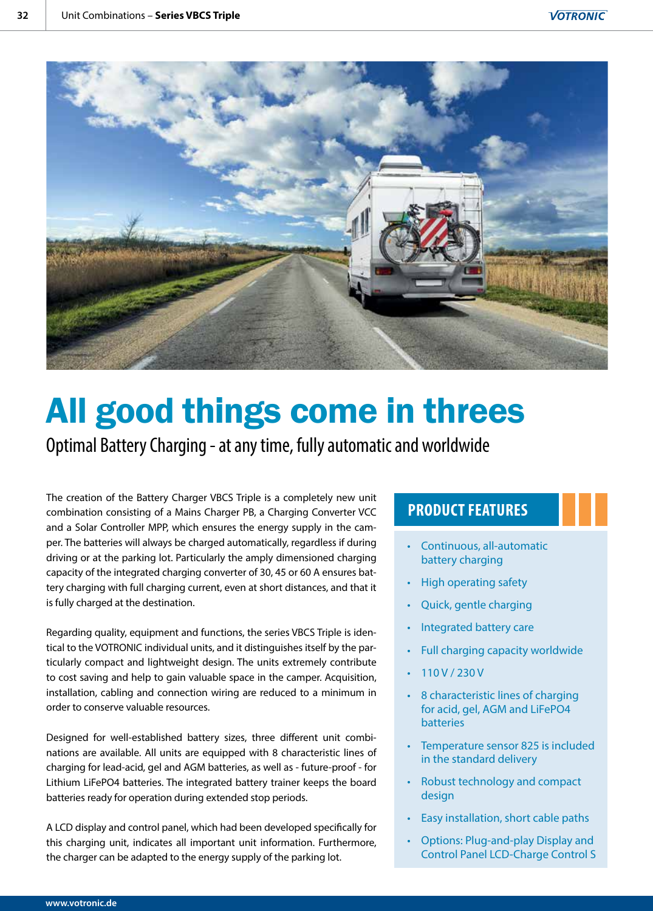# All good things come in threes

## Optimal Battery Charging - at any time, fully automatic and worldwide

The creation of the Battery Charger VBCS Triple is a completely new unit combination consisting of a Mains Charger PB, a Charging Converter VCC and a Solar Controller MPP, which ensures the energy supply in the camper. The batteries will always be charged automatically, regardless if during driving or at the parking lot. Particularly the amply dimensioned charging capacity of the integrated charging converter of 30, 45 or 60 A ensures battery charging with full charging current, even at short distances, and that it is fully charged at the destination.

Regarding quality, equipment and functions, the series VBCS Triple is identical to the VOTRONIC individual units, and it distinguishes itself by the particularly compact and lightweight design. The units extremely contribute to cost saving and help to gain valuable space in the camper. Acquisition, installation, cabling and connection wiring are reduced to a minimum in order to conserve valuable resources.

Designed for well-established battery sizes, three different unit combinations are available. All units are equipped with 8 characteristic lines of charging for lead-acid, gel and AGM batteries, as well as - future-proof - for Lithium LiFePO4 batteries. The integrated battery trainer keeps the board batteries ready for operation during extended stop periods.

A LCD display and control panel, which had been developed specifically for this charging unit, indicates all important unit information. Furthermore, the charger can be adapted to the energy supply of the parking lot.

### PRODUCT FEATURES

- Continuous, all-automatic battery charging
- High operating safety
- Quick, gentle charging
- Integrated battery care
- Full charging capacity worldwide
- 110 V / 230 V
- 8 characteristic lines of charging for acid, gel, AGM and LiFePO4 batteries
- Temperature sensor 825 is included in the standard delivery
- Robust technology and compact design
- Easy installation, short cable paths
- Options: Plug-and-play Display and Control Panel LCD-Charge Control S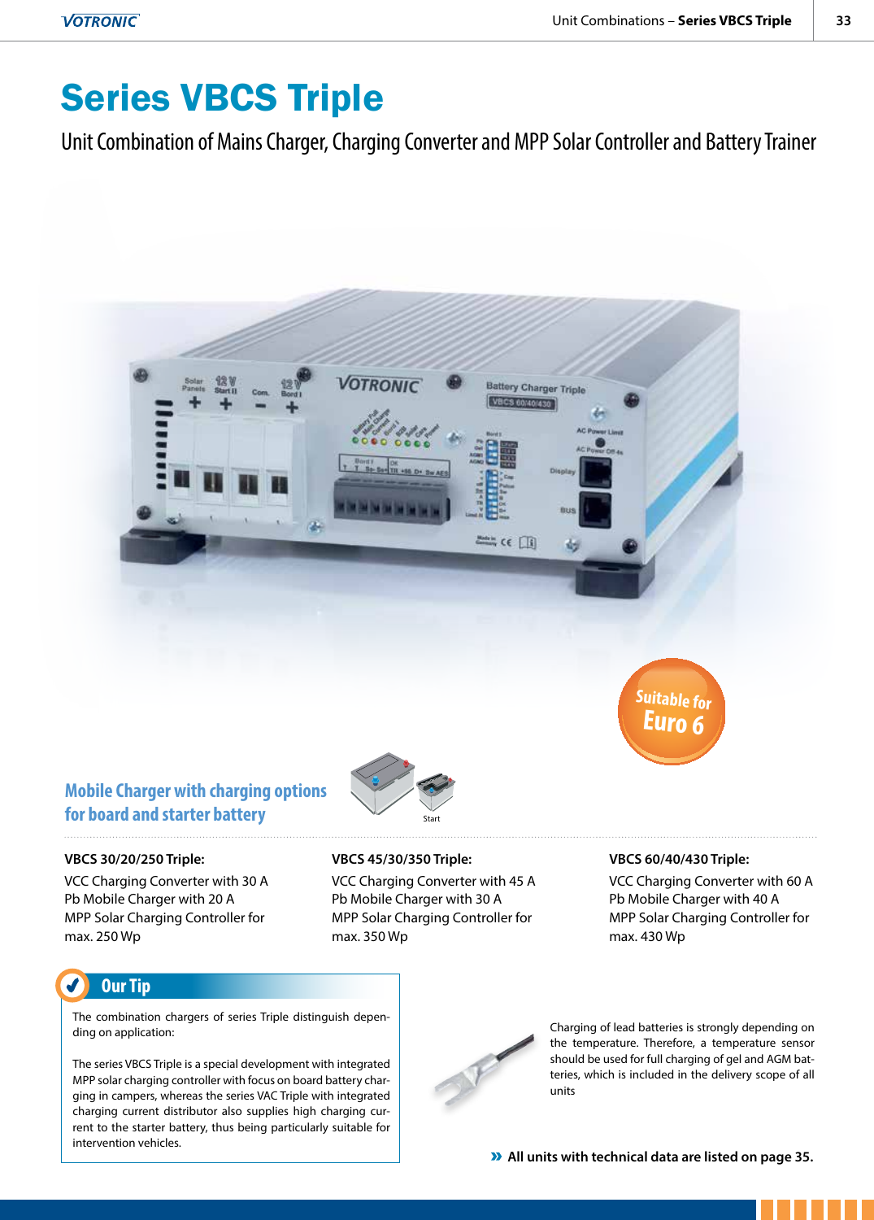# Series VBCS Triple

## Unit Combination of Mains Charger, Charging Converter and MPP Solar Controller and Battery Trainer

Suitable for Euro 6

### Mobile Charger with charging options for board and starter battery

Start

**VBCS 30/20/250 Triple:**
VCC Charging Converter with 30 A
Pb Mobile Charger with 20 A
MPP Solar Charging Controller for max. 250 Wp

**VBCS 45/30/350 Triple:**
VCC Charging Converter with 45 A
Pb Mobile Charger with 30 A
MPP Solar Charging Controller for max. 350 Wp

**VBCS 60/40/430 Triple:**
VCC Charging Converter with 60 A
Pb Mobile Charger with 40 A
MPP Solar Charging Controller for max. 430 Wp

### Our Tip

The combination chargers of series Triple distinguish depending on application:

The series VBCS Triple is a special development with integrated MPP solar charging controller with focus on board battery charging in campers, whereas the series VAC Triple with integrated charging current distributor also supplies high charging current to the starter battery, thus being particularly suitable for intervention vehicles.

Charging of lead batteries is strongly depending on the temperature. Therefore, a temperature sensor should be used for full charging of gel and AGM batteries, which is included in the delivery scope of all units

» **All units with technical data are listed on page 35.**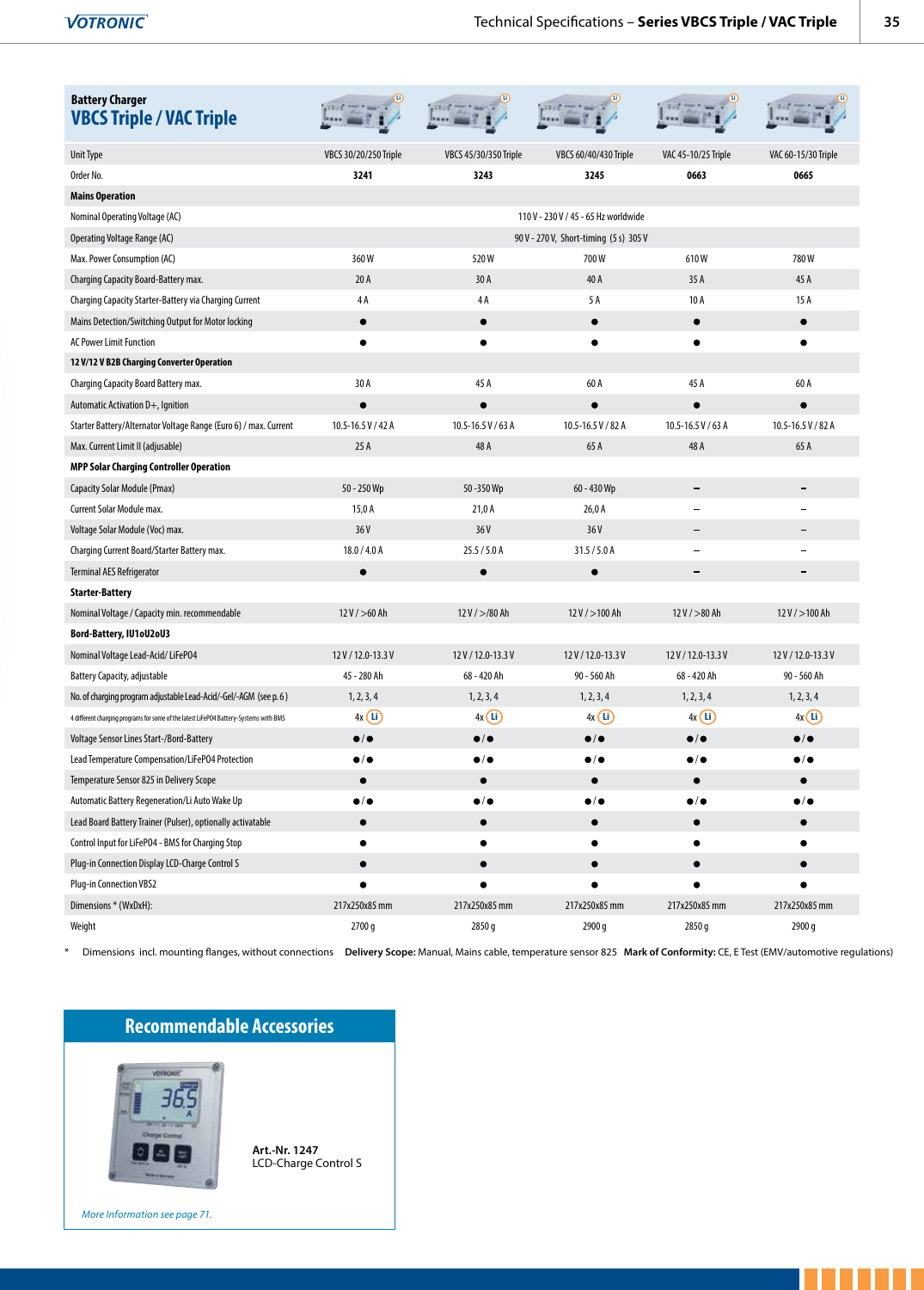## Battery Charger
# VBCS Triple / VAC Triple

| Unit Type | VBCS 30/20/250 Triple | VBCS 45/30/350 Triple | VBCS 60/40/430 Triple | VAC 45-10/25 Triple | VAC 60-15/30 Triple |
|---|---|---|---|---|---|
| Order No. | **3241** | **3243** | **3245** | **0663** | **0665** |
| **Mains Operation** | | | | | |
| Nominal Operating Voltage (AC) | 110 V - 230 V / 45 - 65 Hz worldwide | | | | |
| Operating Voltage Range (AC) | 90 V - 270 V, Short-timing (5 s) 305 V | | | | |
| Max. Power Consumption (AC) | 360 W | 520 W | 700 W | 610 W | 780 W |
| Charging Capacity Board-Battery max. | 20 A | 30 A | 40 A | 35 A | 45 A |
| Charging Capacity Starter-Battery via Charging Current | 4 A | 4 A | 5 A | 10 A | 15 A |
| Mains Detection/Switching Output for Motor locking | ● | ● | ● | ● | ● |
| AC Power Limit Function | ● | ● | ● | ● | ● |
| **12 V/12 V B2B Charging Converter Operation** | | | | | |
| Charging Capacity Board Battery max. | 30 A | 45 A | 60 A | 45 A | 60 A |
| Automatic Activation D+, Ignition | ● | ● | ● | ● | ● |
| Starter Battery/Alternator Voltage Range (Euro 6) / max. Current | 10.5-16.5 V / 42 A | 10.5-16.5 V / 63 A | 10.5-16.5 V / 82 A | 10.5-16.5 V / 63 A | 10.5-16.5 V / 82 A |
| Max. Current Limit II (adjusable) | 25 A | 48 A | 65 A | 48 A | 65 A |
| **MPP Solar Charging Controller Operation** | | | | | |
| Capacity Solar Module (Pmax) | 50 - 250 Wp | 50 -350 Wp | 60 - 430 Wp | – | – |
| Current Solar Module max. | 15,0 A | 21,0 A | 26,0 A | – | – |
| Voltage Solar Module (Voc) max. | 36 V | 36 V | 36 V | – | – |
| Charging Current Board/Starter Battery max. | 18.0 / 4.0 A | 25.5 / 5.0 A | 31.5 / 5.0 A | – | – |
| Terminal AES Refrigerator | ● | ● | ● | – | – |
| **Starter-Battery** | | | | | |
| Nominal Voltage / Capacity min. recommendable | 12 V / >60 Ah | 12 V / >/80 Ah | 12 V / >100 Ah | 12 V / >80 Ah | 12 V / >100 Ah |
| **Bord-Battery, IU1oU2oU3** | | | | | |
| Nominal Voltage Lead-Acid/ LiFePO4 | 12 V / 12.0-13.3 V | 12 V / 12.0-13.3 V | 12 V / 12.0-13.3 V | 12 V / 12.0-13.3 V | 12 V / 12.0-13.3 V |
| Battery Capacity, adjustable | 45 - 280 Ah | 68 - 420 Ah | 90 - 560 Ah | 68 - 420 Ah | 90 - 560 Ah |
| No. of charging program adjustable Lead-Acid/-Gel/-AGM (see p. 6) | 1, 2, 3, 4 | 1, 2, 3, 4 | 1, 2, 3, 4 | 1, 2, 3, 4 | 1, 2, 3, 4 |
| 4 different charging programs for some of the latest LiFePO4 Battery-Systems with BMS | 4x Li | 4x Li | 4x Li | 4x Li | 4x Li |
| Voltage Sensor Lines Start-/Bord-Battery | ● / ● | ● / ● | ● / ● | ● / ● | ● / ● |
| Lead Temperature Compensation/LiFePO4 Protection | ● / ● | ● / ● | ● / ● | ● / ● | ● / ● |
| Temperature Sensor 825 in Delivery Scope | ● | ● | ● | ● | ● |
| Automatic Battery Regeneration/Li Auto Wake Up | ● / ● | ● / ● | ● / ● | ● / ● | ● / ● |
| Lead Board Battery Trainer (Pulser), optionally activatable | ● | ● | ● | ● | ● |
| Control Input for LiFePO4 - BMS for Charging Stop | ● | ● | ● | ● | ● |
| Plug-in Connection Display LCD-Charge Control S | ● | ● | ● | ● | ● |
| Plug-in Connection VBS2 | ● | ● | ● | ● | ● |
| Dimensions * (WxDxH): | 217x250x85 mm | 217x250x85 mm | 217x250x85 mm | 217x250x85 mm | 217x250x85 mm |
| Weight | 2700 g | 2850 g | 2900 g | 2850 g | 2900 g |

\* Dimensions incl. mounting flanges, without connections **Delivery Scope:** Manual, Mains cable, temperature sensor 825 **Mark of Conformity:** CE, E Test (EMV/automotive regulations)

## Recommendable Accessories

**Art.-Nr. 1247**
LCD-Charge Control S

*More Information see page 71.*